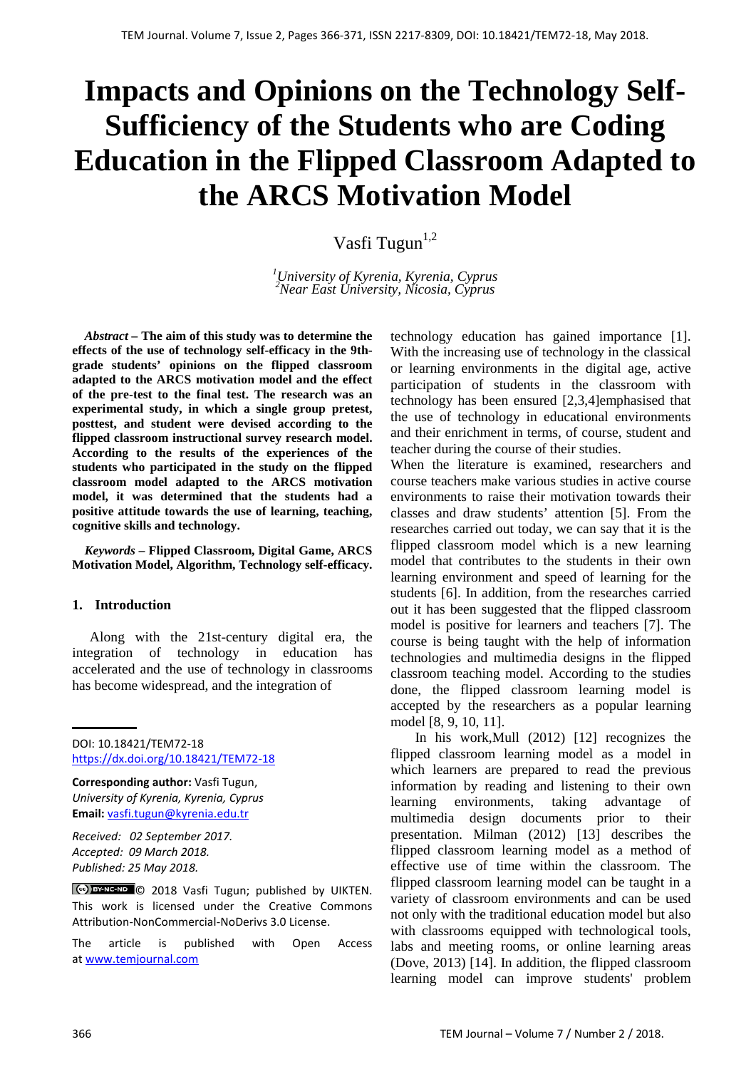# Impacts and Opinions on the Technology Self-Sufficiency of the Students who are Coding Education in the Flipped Classroom Adapted to the ARCS Motivation Model

Vasfi Tugun[1,2]

[1]*University of Kyrenia, Kyrenia, Cyprus*
[2]*Near East University, Nicosia, Cyprus*

***Abstract*** **– The aim of this study was to determine the effects of the use of technology self-efficacy in the 9th-grade students' opinions on the flipped classroom adapted to the ARCS motivation model and the effect of the pre-test to the final test. The research was an experimental study, in which a single group pretest, posttest, and student were devised according to the flipped classroom instructional survey research model. According to the results of the experiences of the students who participated in the study on the flipped classroom model adapted to the ARCS motivation model, it was determined that the students had a positive attitude towards the use of learning, teaching, cognitive skills and technology.**

***Keywords*** **– Flipped Classroom, Digital Game, ARCS Motivation Model, Algorithm, Technology self-efficacy.**

## 1. Introduction

Along with the 21st-century digital era, the integration of technology in education has accelerated and the use of technology in classrooms has become widespread, and the integration of technology education has gained importance [1]. With the increasing use of technology in the classical or learning environments in the digital age, active participation of students in the classroom with technology has been ensured [2,3,4]emphasised that the use of technology in educational environments and their enrichment in terms, of course, student and teacher during the course of their studies.

When the literature is examined, researchers and course teachers make various studies in active course environments to raise their motivation towards their classes and draw students' attention [5]. From the researches carried out today, we can say that it is the flipped classroom model which is a new learning model that contributes to the students in their own learning environment and speed of learning for the students [6]. In addition, from the researches carried out it has been suggested that the flipped classroom model is positive for learners and teachers [7]. The course is being taught with the help of information technologies and multimedia designs in the flipped classroom teaching model. According to the studies done, the flipped classroom learning model is accepted by the researchers as a popular learning model [8, 9, 10, 11].

In his work,Mull (2012) [12] recognizes the flipped classroom learning model as a model in which learners are prepared to read the previous information by reading and listening to their own learning environments, taking advantage of multimedia design documents prior to their presentation. Milman (2012) [13] describes the flipped classroom learning model as a method of effective use of time within the classroom. The flipped classroom learning model can be taught in a variety of classroom environments and can be used not only with the traditional education model but also with classrooms equipped with technological tools, labs and meeting rooms, or online learning areas (Dove, 2013) [14]. In addition, the flipped classroom learning model can improve students' problem

---

DOI: 10.18421/TEM72-18
https://dx.doi.org/10.18421/TEM72-18

**Corresponding author:** Vasfi Tugun,
*University of Kyrenia, Kyrenia, Cyprus*
**Email:** vasfi.tugun@kyrenia.edu.tr

*Received: 02 September 2017.*
*Accepted: 09 March 2018.*
*Published: 25 May 2018.*

© 2018 Vasfi Tugun; published by UIKTEN. This work is licensed under the Creative Commons Attribution-NonCommercial-NoDerivs 3.0 License.

The article is published with Open Access at www.temjournal.com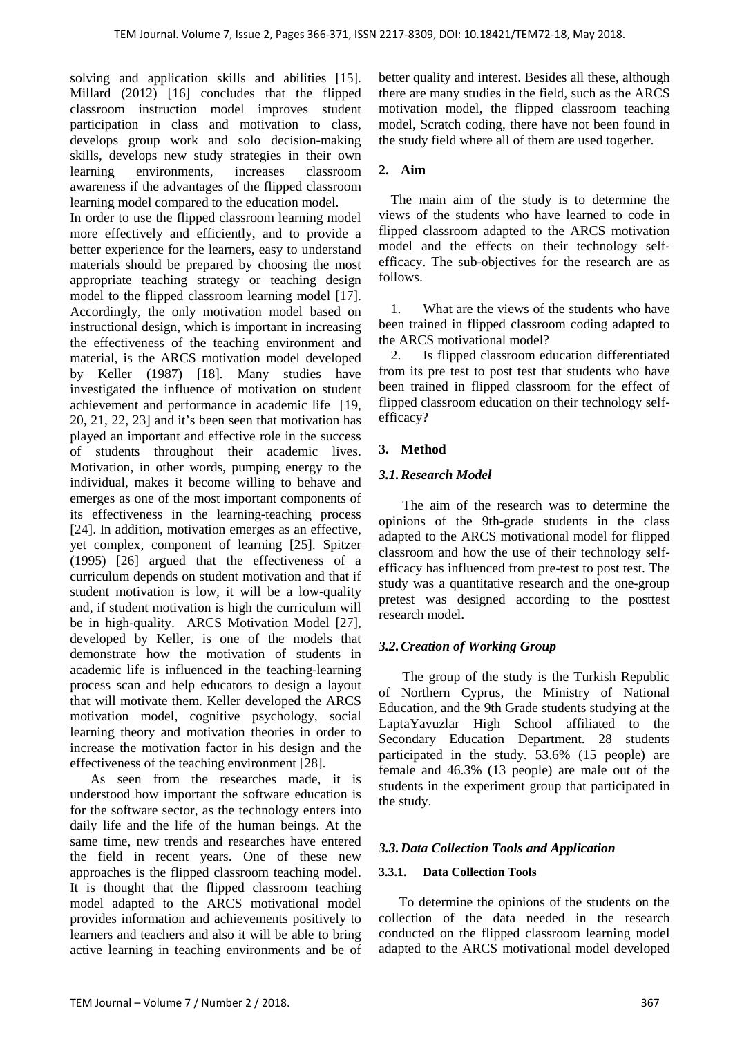solving and application skills and abilities [15]. Millard (2012) [16] concludes that the flipped classroom instruction model improves student participation in class and motivation to class, develops group work and solo decision-making skills, develops new study strategies in their own learning environments, increases classroom awareness if the advantages of the flipped classroom learning model compared to the education model.

In order to use the flipped classroom learning model more effectively and efficiently, and to provide a better experience for the learners, easy to understand materials should be prepared by choosing the most appropriate teaching strategy or teaching design model to the flipped classroom learning model [17]. Accordingly, the only motivation model based on instructional design, which is important in increasing the effectiveness of the teaching environment and material, is the ARCS motivation model developed by Keller (1987) [18]. Many studies have investigated the influence of motivation on student achievement and performance in academic life [19, 20, 21, 22, 23] and it's been seen that motivation has played an important and effective role in the success of students throughout their academic lives. Motivation, in other words, pumping energy to the individual, makes it become willing to behave and emerges as one of the most important components of its effectiveness in the learning-teaching process [24]. In addition, motivation emerges as an effective, yet complex, component of learning [25]. Spitzer (1995) [26] argued that the effectiveness of a curriculum depends on student motivation and that if student motivation is low, it will be a low-quality and, if student motivation is high the curriculum will be in high-quality. ARCS Motivation Model [27], developed by Keller, is one of the models that demonstrate how the motivation of students in academic life is influenced in the teaching-learning process scan and help educators to design a layout that will motivate them. Keller developed the ARCS motivation model, cognitive psychology, social learning theory and motivation theories in order to increase the motivation factor in his design and the effectiveness of the teaching environment [28].

As seen from the researches made, it is understood how important the software education is for the software sector, as the technology enters into daily life and the life of the human beings. At the same time, new trends and researches have entered the field in recent years. One of these new approaches is the flipped classroom teaching model. It is thought that the flipped classroom teaching model adapted to the ARCS motivational model provides information and achievements positively to learners and teachers and also it will be able to bring active learning in teaching environments and be of better quality and interest. Besides all these, although there are many studies in the field, such as the ARCS motivation model, the flipped classroom teaching model, Scratch coding, there have not been found in the study field where all of them are used together.

## 2. Aim

The main aim of the study is to determine the views of the students who have learned to code in flipped classroom adapted to the ARCS motivation model and the effects on their technology self-efficacy. The sub-objectives for the research are as follows.

1. What are the views of the students who have been trained in flipped classroom coding adapted to the ARCS motivational model?
2. Is flipped classroom education differentiated from its pre test to post test that students who have been trained in flipped classroom for the effect of flipped classroom education on their technology self-efficacy?

## 3. Method

### *3.1. Research Model*

The aim of the research was to determine the opinions of the 9th-grade students in the class adapted to the ARCS motivational model for flipped classroom and how the use of their technology self-efficacy has influenced from pre-test to post test. The study was a quantitative research and the one-group pretest was designed according to the posttest research model.

### *3.2. Creation of Working Group*

The group of the study is the Turkish Republic of Northern Cyprus, the Ministry of National Education, and the 9th Grade students studying at the LaptaYavuzlar High School affiliated to the Secondary Education Department. 28 students participated in the study. 53.6% (15 people) are female and 46.3% (13 people) are male out of the students in the experiment group that participated in the study.

### *3.3. Data Collection Tools and Application*

#### 3.3.1. Data Collection Tools

To determine the opinions of the students on the collection of the data needed in the research conducted on the flipped classroom learning model adapted to the ARCS motivational model developed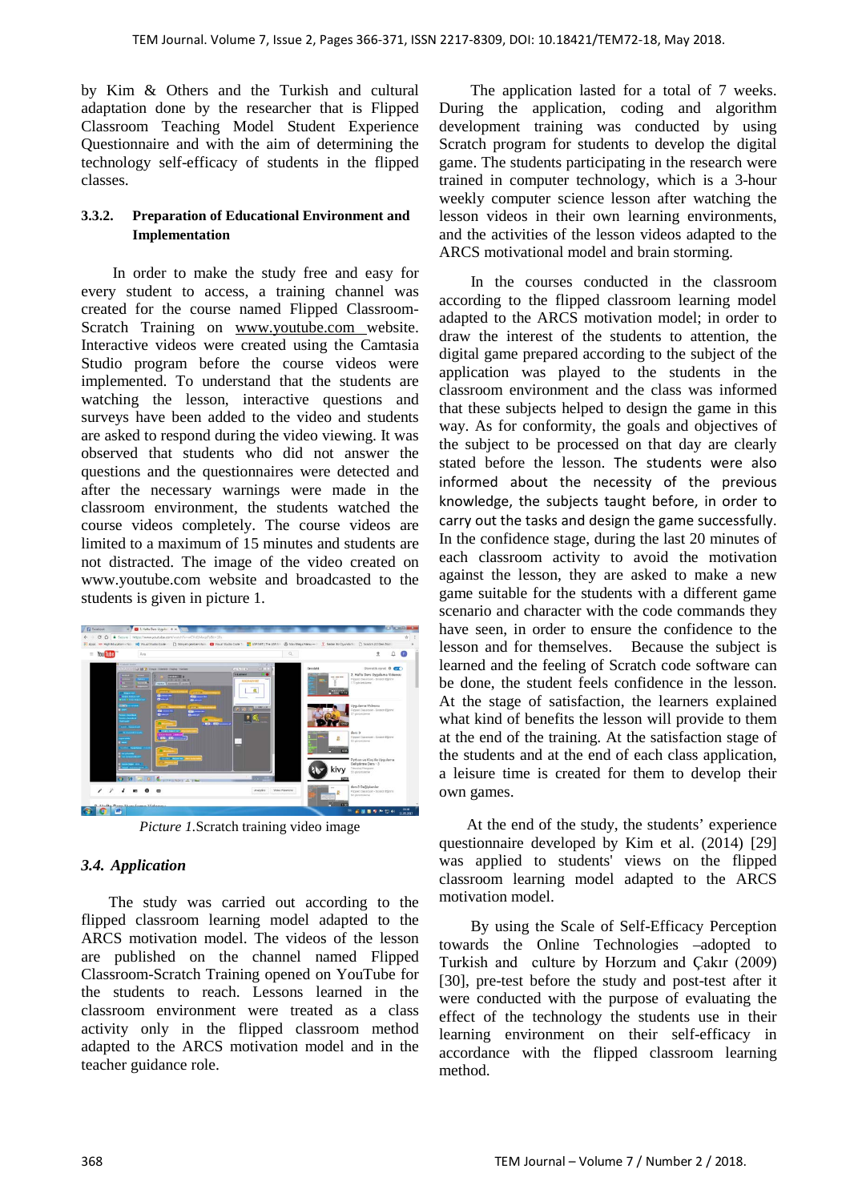by Kim & Others and the Turkish and cultural adaptation done by the researcher that is Flipped Classroom Teaching Model Student Experience Questionnaire and with the aim of determining the technology self-efficacy of students in the flipped classes.

### 3.3.2. Preparation of Educational Environment and Implementation

In order to make the study free and easy for every student to access, a training channel was created for the course named Flipped Classroom-Scratch Training on www.youtube.com website. Interactive videos were created using the Camtasia Studio program before the course videos were implemented. To understand that the students are watching the lesson, interactive questions and surveys have been added to the video and students are asked to respond during the video viewing. It was observed that students who did not answer the questions and the questionnaires were detected and after the necessary warnings were made in the classroom environment, the students watched the course videos completely. The course videos are limited to a maximum of 15 minutes and students are not distracted. The image of the video created on www.youtube.com website and broadcasted to the students is given in picture 1.

*Picture 1.*Scratch training video image

### *3.4. Application*

The study was carried out according to the flipped classroom learning model adapted to the ARCS motivation model. The videos of the lesson are published on the channel named Flipped Classroom-Scratch Training opened on YouTube for the students to reach. Lessons learned in the classroom environment were treated as a class activity only in the flipped classroom method adapted to the ARCS motivation model and in the teacher guidance role.

The application lasted for a total of 7 weeks. During the application, coding and algorithm development training was conducted by using Scratch program for students to develop the digital game. The students participating in the research were trained in computer technology, which is a 3-hour weekly computer science lesson after watching the lesson videos in their own learning environments, and the activities of the lesson videos adapted to the ARCS motivational model and brain storming.

In the courses conducted in the classroom according to the flipped classroom learning model adapted to the ARCS motivation model; in order to draw the interest of the students to attention, the digital game prepared according to the subject of the application was played to the students in the classroom environment and the class was informed that these subjects helped to design the game in this way. As for conformity, the goals and objectives of the subject to be processed on that day are clearly stated before the lesson. The students were also informed about the necessity of the previous knowledge, the subjects taught before, in order to carry out the tasks and design the game successfully. In the confidence stage, during the last 20 minutes of each classroom activity to avoid the motivation against the lesson, they are asked to make a new game suitable for the students with a different game scenario and character with the code commands they have seen, in order to ensure the confidence to the lesson and for themselves. Because the subject is learned and the feeling of Scratch code software can be done, the student feels confidence in the lesson. At the stage of satisfaction, the learners explained what kind of benefits the lesson will provide to them at the end of the training. At the satisfaction stage of the students and at the end of each class application, a leisure time is created for them to develop their own games.

At the end of the study, the students' experience questionnaire developed by Kim et al. (2014) [29] was applied to students' views on the flipped classroom learning model adapted to the ARCS motivation model.

By using the Scale of Self-Efficacy Perception towards the Online Technologies –adopted to Turkish and culture by Horzum and Çakır (2009) [30], pre-test before the study and post-test after it were conducted with the purpose of evaluating the effect of the technology the students use in their learning environment on their self-efficacy in accordance with the flipped classroom learning method.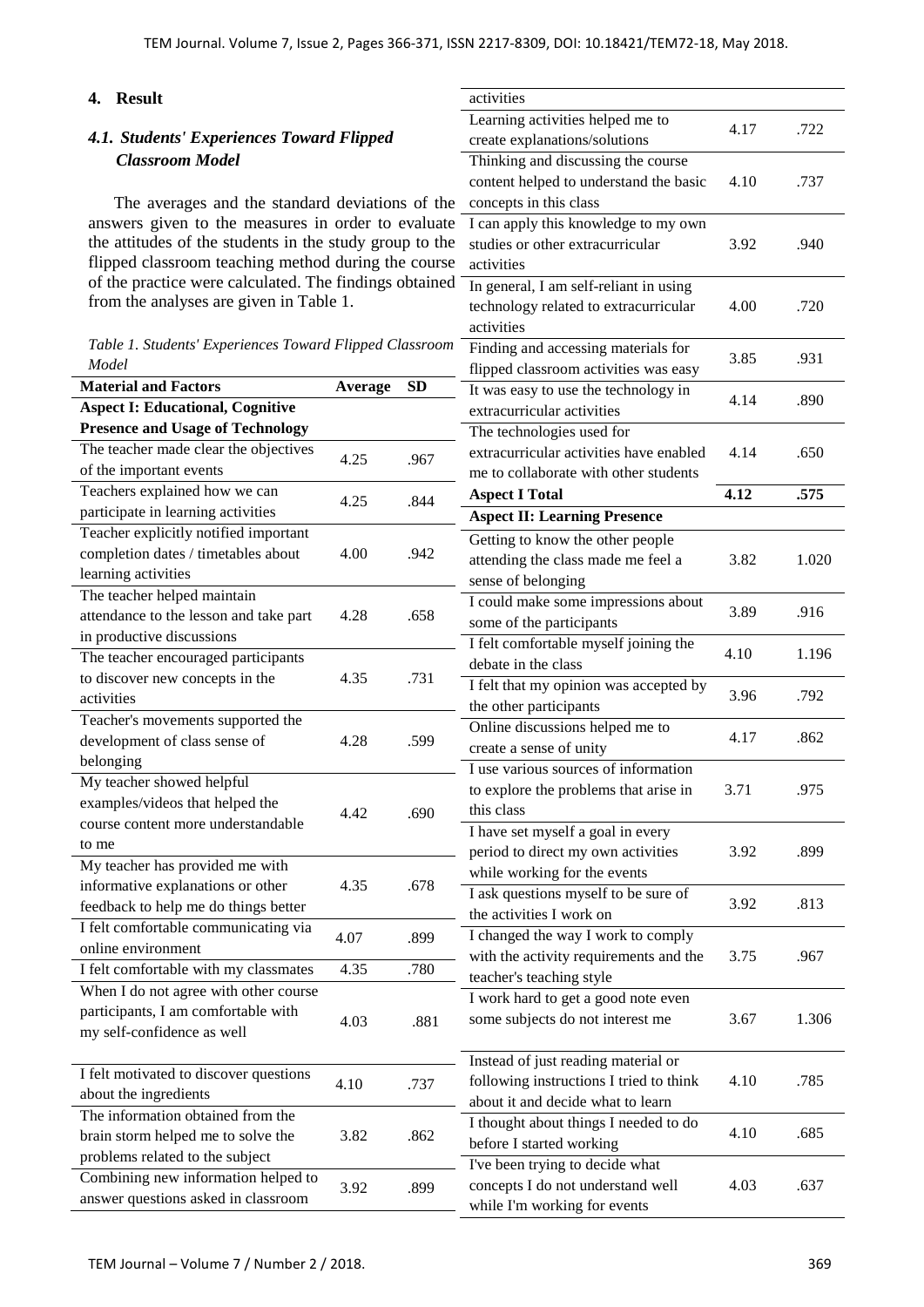## 4. Result

### *4.1. Students' Experiences Toward Flipped Classroom Model*

The averages and the standard deviations of the answers given to the measures in order to evaluate the attitudes of the students in the study group to the flipped classroom teaching method during the course of the practice were calculated. The findings obtained from the analyses are given in Table 1.

*Table 1. Students' Experiences Toward Flipped Classroom Model*

| Material and Factors | Average | SD |
|---|---|---|
| **Aspect I: Educational, Cognitive Presence and Usage of Technology** | | |
| The teacher made clear the objectives of the important events | 4.25 | .967 |
| Teachers explained how we can participate in learning activities | 4.25 | .844 |
| Teacher explicitly notified important completion dates / timetables about learning activities | 4.00 | .942 |
| The teacher helped maintain attendance to the lesson and take part in productive discussions | 4.28 | .658 |
| The teacher encouraged participants to discover new concepts in the activities | 4.35 | .731 |
| Teacher's movements supported the development of class sense of belonging | 4.28 | .599 |
| My teacher showed helpful examples/videos that helped the course content more understandable to me | 4.42 | .690 |
| My teacher has provided me with informative explanations or other feedback to help me do things better | 4.35 | .678 |
| I felt comfortable communicating via online environment | 4.07 | .899 |
| I felt comfortable with my classmates | 4.35 | .780 |
| When I do not agree with other course participants, I am comfortable with my self-confidence as well | 4.03 | .881 |
| I felt motivated to discover questions about the ingredients | 4.10 | .737 |
| The information obtained from the brain storm helped me to solve the problems related to the subject | 3.82 | .862 |
| Combining new information helped to answer questions asked in classroom activities | 3.92 | .899 |
| Learning activities helped me to create explanations/solutions | 4.17 | .722 |
| Thinking and discussing the course content helped to understand the basic concepts in this class | 4.10 | .737 |
| I can apply this knowledge to my own studies or other extracurricular activities | 3.92 | .940 |
| In general, I am self-reliant in using technology related to extracurricular activities | 4.00 | .720 |
| Finding and accessing materials for flipped classroom activities was easy | 3.85 | .931 |
| It was easy to use the technology in extracurricular activities | 4.14 | .890 |
| The technologies used for extracurricular activities have enabled me to collaborate with other students | 4.14 | .650 |
| **Aspect I Total** | **4.12** | **.575** |
| **Aspect II: Learning Presence** | | |
| Getting to know the other people attending the class made me feel a sense of belonging | 3.82 | 1.020 |
| I could make some impressions about some of the participants | 3.89 | .916 |
| I felt comfortable myself joining the debate in the class | 4.10 | 1.196 |
| I felt that my opinion was accepted by the other participants | 3.96 | .792 |
| Online discussions helped me to create a sense of unity | 4.17 | .862 |
| I use various sources of information to explore the problems that arise in this class | 3.71 | .975 |
| I have set myself a goal in every period to direct my own activities while working for the events | 3.92 | .899 |
| I ask questions myself to be sure of the activities I work on | 3.92 | .813 |
| I changed the way I work to comply with the activity requirements and the teacher's teaching style | 3.75 | .967 |
| I work hard to get a good note even some subjects do not interest me | 3.67 | 1.306 |
| Instead of just reading material or following instructions I tried to think about it and decide what to learn | 4.10 | .785 |
| I thought about things I needed to do before I started working | 4.10 | .685 |
| I've been trying to decide what concepts I do not understand well while I'm working for events | 4.03 | .637 |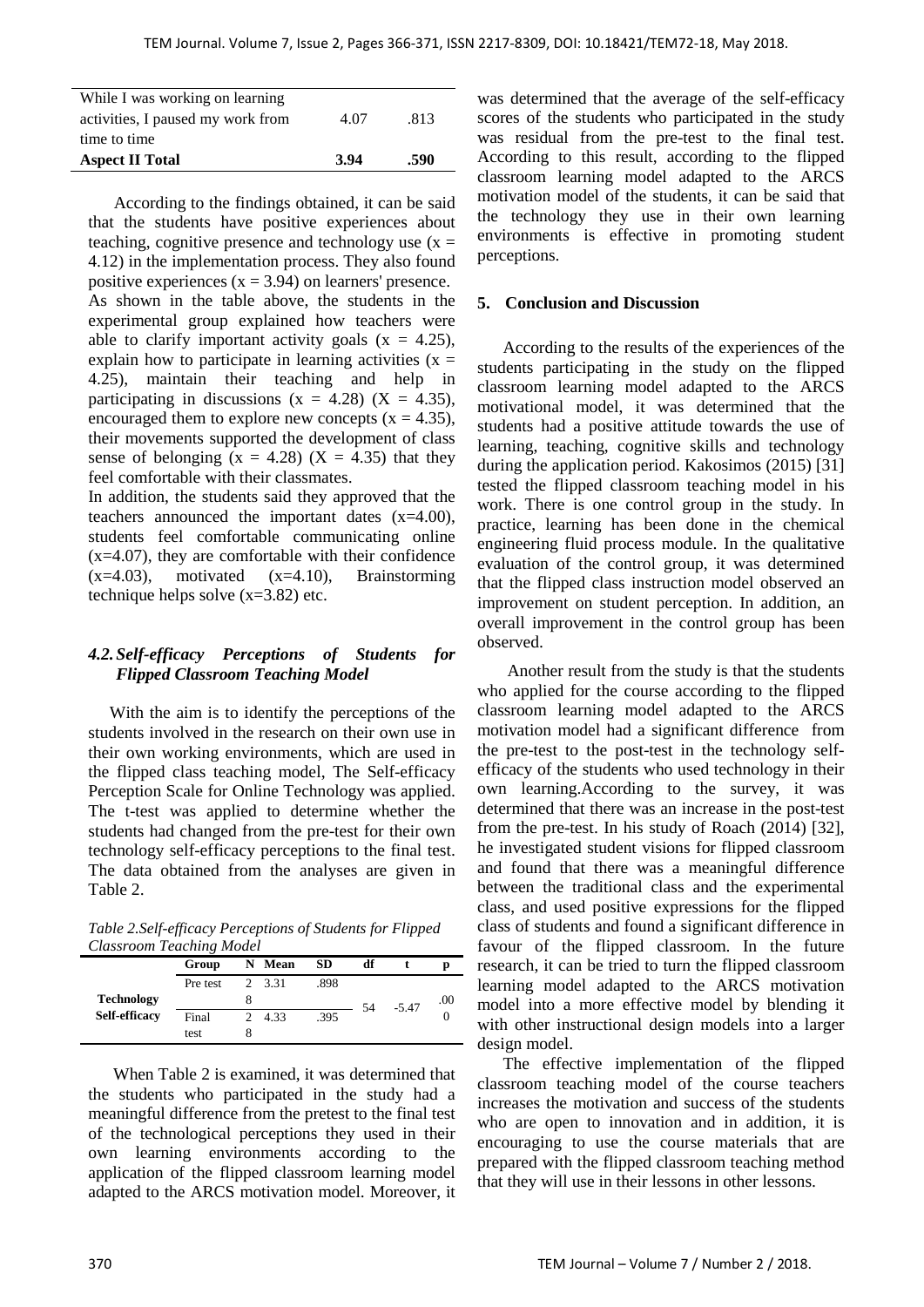| | | |
|---|---|---|
| While I was working on learning activities, I paused my work from time to time | 4.07 | .813 |
| **Aspect II Total** | **3.94** | **.590** |

According to the findings obtained, it can be said that the students have positive experiences about teaching, cognitive presence and technology use ($x$ = 4.12) in the implementation process. They also found positive experiences ($x$ = 3.94) on learners' presence. As shown in the table above, the students in the experimental group explained how teachers were able to clarify important activity goals ($x$ = 4.25), explain how to participate in learning activities ($x$ = 4.25), maintain their teaching and help in participating in discussions ($x$ = 4.28) ($X$ = 4.35), encouraged them to explore new concepts ($x$ = 4.35), their movements supported the development of class sense of belonging ($x$ = 4.28) ($X$ = 4.35) that they feel comfortable with their classmates.

In addition, the students said they approved that the teachers announced the important dates (x=4.00), students feel comfortable communicating online (x=4.07), they are comfortable with their confidence (x=4.03), motivated (x=4.10), Brainstorming technique helps solve (x=3.82) etc.

### *4.2. Self-efficacy Perceptions of Students for Flipped Classroom Teaching Model*

With the aim is to identify the perceptions of the students involved in the research on their own use in their own working environments, which are used in the flipped class teaching model, The Self-efficacy Perception Scale for Online Technology was applied. The t-test was applied to determine whether the students had changed from the pre-test for their own technology self-efficacy perceptions to the final test. The data obtained from the analyses are given in Table 2.

*Table 2.Self-efficacy Perceptions of Students for Flipped Classroom Teaching Model*

| | Group | N | Mean | SD | df | t | p |
|---|---|---|---|---|---|---|---|
| **Technology Self-efficacy** | Pre test | 28 | 3.31 | .898 | 54 | -5.47 | .000 |
| | Final test | 28 | 4.33 | .395 | | | |

When Table 2 is examined, it was determined that the students who participated in the study had a meaningful difference from the pretest to the final test of the technological perceptions they used in their own learning environments according to the application of the flipped classroom learning model adapted to the ARCS motivation model. Moreover, it was determined that the average of the self-efficacy scores of the students who participated in the study was residual from the pre-test to the final test. According to this result, according to the flipped classroom learning model adapted to the ARCS motivation model of the students, it can be said that the technology they use in their own learning environments is effective in promoting student perceptions.

## 5. Conclusion and Discussion

According to the results of the experiences of the students participating in the study on the flipped classroom learning model adapted to the ARCS motivational model, it was determined that the students had a positive attitude towards the use of learning, teaching, cognitive skills and technology during the application period. Kakosimos (2015) [31] tested the flipped classroom teaching model in his work. There is one control group in the study. In practice, learning has been done in the chemical engineering fluid process module. In the qualitative evaluation of the control group, it was determined that the flipped class instruction model observed an improvement on student perception. In addition, an overall improvement in the control group has been observed.

Another result from the study is that the students who applied for the course according to the flipped classroom learning model adapted to the ARCS motivation model had a significant difference from the pre-test to the post-test in the technology self-efficacy of the students who used technology in their own learning.According to the survey, it was determined that there was an increase in the post-test from the pre-test. In his study of Roach (2014) [32], he investigated student visions for flipped classroom and found that there was a meaningful difference between the traditional class and the experimental class, and used positive expressions for the flipped class of students and found a significant difference in favour of the flipped classroom. In the future research, it can be tried to turn the flipped classroom learning model adapted to the ARCS motivation model into a more effective model by blending it with other instructional design models into a larger design model.

The effective implementation of the flipped classroom teaching model of the course teachers increases the motivation and success of the students who are open to innovation and in addition, it is encouraging to use the course materials that are prepared with the flipped classroom teaching method that they will use in their lessons in other lessons.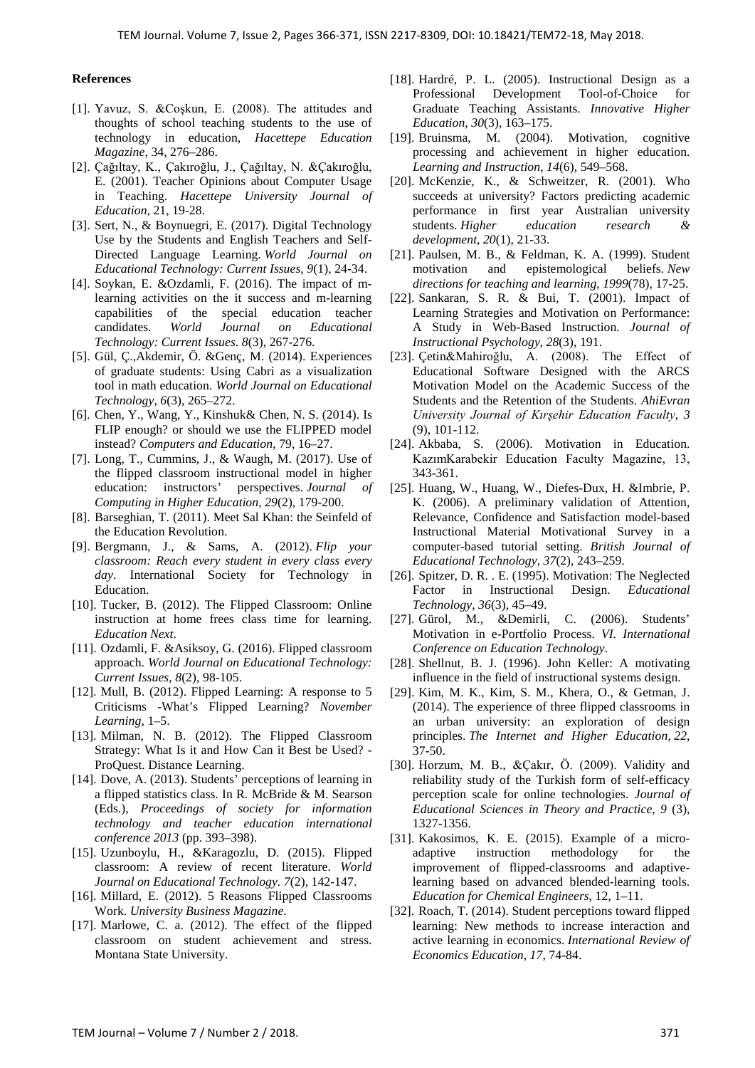**References**

[1]. Yavuz, S. &Coşkun, E. (2008). The attitudes and thoughts of school teaching students to the use of technology in education, *Hacettepe Education Magazine*, 34, 276–286.

[2]. Çağıltay, K., Çakıroğlu, J., Çağıltay, N. &Çakıroğlu, E. (2001). Teacher Opinions about Computer Usage in Teaching. *Hacettepe University Journal of Education*, 21, 19-28.

[3]. Sert, N., & Boynuegri, E. (2017). Digital Technology Use by the Students and English Teachers and Self-Directed Language Learning. *World Journal on Educational Technology: Current Issues*, *9*(1), 24-34.

[4]. Soykan, E. &Ozdamli, F. (2016). The impact of m-learning activities on the it success and m-learning capabilities of the special education teacher candidates. *World Journal on Educational Technology: Current Issues*. *8*(3), 267-276.

[5]. Gül, Ç.,Akdemir, Ö. &Genç, M. (2014). Experiences of graduate students: Using Cabri as a visualization tool in math education. *World Journal on Educational Technology*, *6*(3), 265–272.

[6]. Chen, Y., Wang, Y., Kinshuk& Chen, N. S. (2014). Is FLIP enough? or should we use the FLIPPED model instead? *Computers and Education*, 79, 16–27.

[7]. Long, T., Cummins, J., & Waugh, M. (2017). Use of the flipped classroom instructional model in higher education: instructors' perspectives. *Journal of Computing in Higher Education*, *29*(2), 179-200.

[8]. Barseghian, T. (2011). Meet Sal Khan: the Seinfeld of the Education Revolution.

[9]. Bergmann, J., & Sams, A. (2012). *Flip your classroom: Reach every student in every class every day*. International Society for Technology in Education.

[10]. Tucker, B. (2012). The Flipped Classroom: Online instruction at home frees class time for learning. *Education Next*.

[11]. Ozdamli, F. &Asiksoy, G. (2016). Flipped classroom approach. *World Journal on Educational Technology: Current Issues, 8*(2), 98-105.

[12]. Mull, B. (2012). Flipped Learning: A response to 5 Criticisms -What's Flipped Learning? *November Learning*, 1–5.

[13]. Milman, N. B. (2012). The Flipped Classroom Strategy: What Is it and How Can it Best be Used? - ProQuest. Distance Learning.

[14]. Dove, A. (2013). Students' perceptions of learning in a flipped statistics class. In R. McBride & M. Searson (Eds.), *Proceedings of society for information technology and teacher education international conference 2013* (pp. 393–398).

[15]. Uzunboylu, H., &Karagozlu, D. (2015). Flipped classroom: A review of recent literature. *World Journal on Educational Technology*. *7*(2), 142-147.

[16]. Millard, E. (2012). 5 Reasons Flipped Classrooms Work. *University Business Magazine*.

[17]. Marlowe, C. a. (2012). The effect of the flipped classroom on student achievement and stress. Montana State University.

[18]. Hardré, P. L. (2005). Instructional Design as a Professional Development Tool-of-Choice for Graduate Teaching Assistants. *Innovative Higher Education*, *30*(3), 163–175.

[19]. Bruinsma, M. (2004). Motivation, cognitive processing and achievement in higher education. *Learning and Instruction*, *14*(6), 549–568.

[20]. McKenzie, K., & Schweitzer, R. (2001). Who succeeds at university? Factors predicting academic performance in first year Australian university students. *Higher education research & development*, *20*(1), 21-33.

[21]. Paulsen, M. B., & Feldman, K. A. (1999). Student motivation and epistemological beliefs. *New directions for teaching and learning*, *1999*(78), 17-25.

[22]. Sankaran, S. R. & Bui, T. (2001). Impact of Learning Strategies and Motivation on Performance: A Study in Web-Based Instruction. *Journal of Instructional Psychology*, *28*(3), 191.

[23]. Çetin&Mahiroğlu, A. (2008). The Effect of Educational Software Designed with the ARCS Motivation Model on the Academic Success of the Students and the Retention of the Students. *AhiEvran University Journal of Kırşehir Education Faculty*, *3* (9), 101-112.

[24]. Akbaba, S. (2006). Motivation in Education. KazımKarabekir Education Faculty Magazine, 13, 343-361.

[25]. Huang, W., Huang, W., Diefes-Dux, H. &Imbrie, P. K. (2006). A preliminary validation of Attention, Relevance, Confidence and Satisfaction model-based Instructional Material Motivational Survey in a computer-based tutorial setting. *British Journal of Educational Technology*, *37*(2), 243–259.

[26]. Spitzer, D. R. . E. (1995). Motivation: The Neglected Factor in Instructional Design. *Educational Technology*, *36*(3), 45–49.

[27]. Gürol, M., &Demirli, C. (2006). Students' Motivation in e-Portfolio Process. *VI. International Conference on Education Technology*.

[28]. Shellnut, B. J. (1996). John Keller: A motivating influence in the field of instructional systems design.

[29]. Kim, M. K., Kim, S. M., Khera, O., & Getman, J. (2014). The experience of three flipped classrooms in an urban university: an exploration of design principles. *The Internet and Higher Education*, *22*, 37-50.

[30]. Horzum, M. B., &Çakır, Ö. (2009). Validity and reliability study of the Turkish form of self-efficacy perception scale for online technologies. *Journal of Educational Sciences in Theory and Practice*, *9* (3), 1327-1356.

[31]. Kakosimos, K. E. (2015). Example of a micro-adaptive instruction methodology for the improvement of flipped-classrooms and adaptive-learning based on advanced blended-learning tools. *Education for Chemical Engineers*, 12, 1–11.

[32]. Roach, T. (2014). Student perceptions toward flipped learning: New methods to increase interaction and active learning in economics. *International Review of Economics Education*, *17*, 74-84.